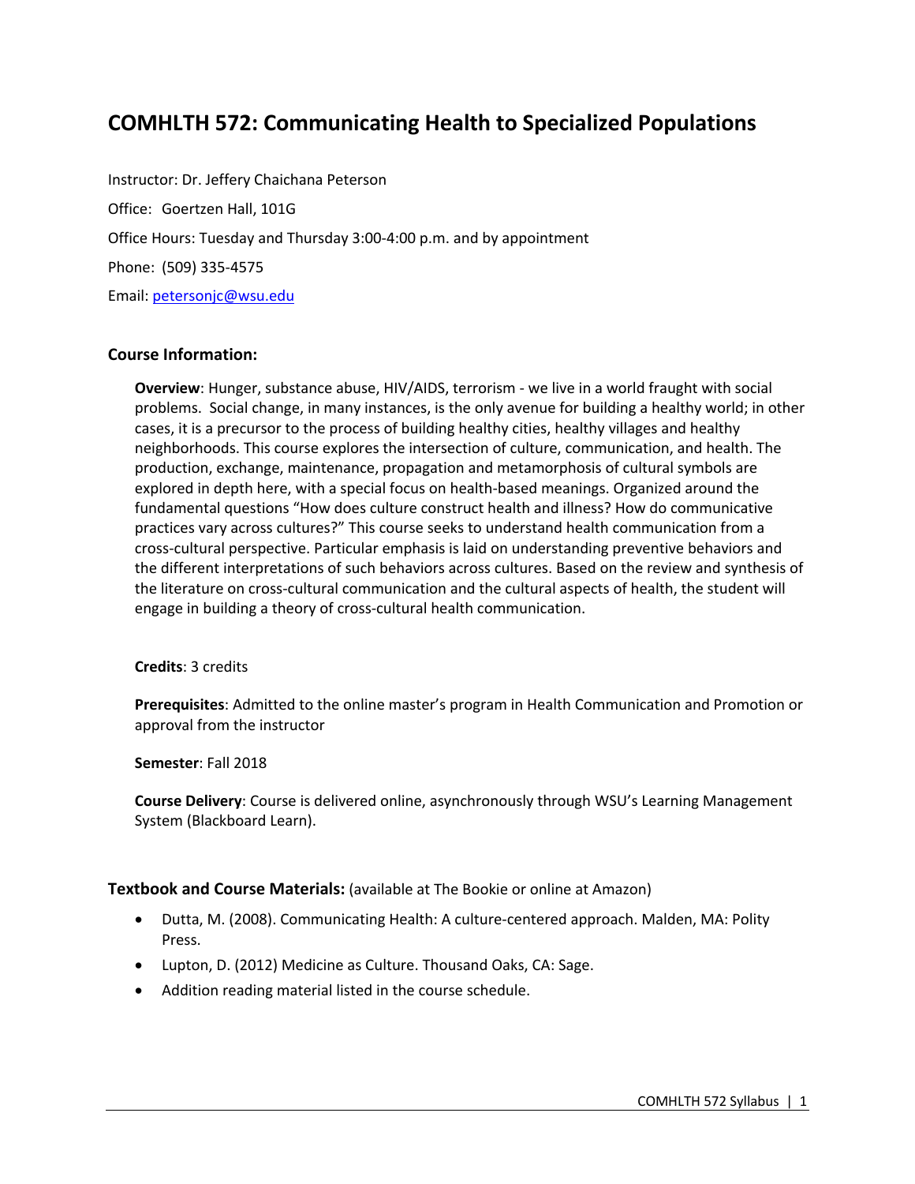# COMHLTH 572: Communicating Health to Specialized Populations

Instructor: Dr. Jeffery Chaichana Peterson

Office: Goertzen Hall, 101G

Office Hours: Tuesday and Thursday 3:00-4:00 p.m. and by appointment

Phone: (509) 335-4575

Email: petersonjc@wsu.edu

## Course Information:

**Overview**: Hunger, substance abuse, HIV/AIDS, terrorism - we live in a world fraught with social problems. Social change, in many instances, is the only avenue for building a healthy world; in other cases, it is a precursor to the process of building healthy cities, healthy villages and healthy neighborhoods. This course explores the intersection of culture, communication, and health. The production, exchange, maintenance, propagation and metamorphosis of cultural symbols are explored in depth here, with a special focus on health-based meanings. Organized around the fundamental questions "How does culture construct health and illness? How do communicative practices vary across cultures?" This course seeks to understand health communication from a cross-cultural perspective. Particular emphasis is laid on understanding preventive behaviors and the different interpretations of such behaviors across cultures. Based on the review and synthesis of the literature on cross-cultural communication and the cultural aspects of health, the student will engage in building a theory of cross-cultural health communication.

**Credits**: 3 credits

**Prerequisites**: Admitted to the online master's program in Health Communication and Promotion or approval from the instructor

**Semester**: Fall 2018

**Course Delivery**: Course is delivered online, asynchronously through WSU's Learning Management System (Blackboard Learn).

## Textbook and Course Materials: (available at The Bookie or online at Amazon)

- Dutta, M. (2008). Communicating Health: A culture-centered approach. Malden, MA: Polity Press.
- Lupton, D. (2012) Medicine as Culture. Thousand Oaks, CA: Sage.
- Addition reading material listed in the course schedule.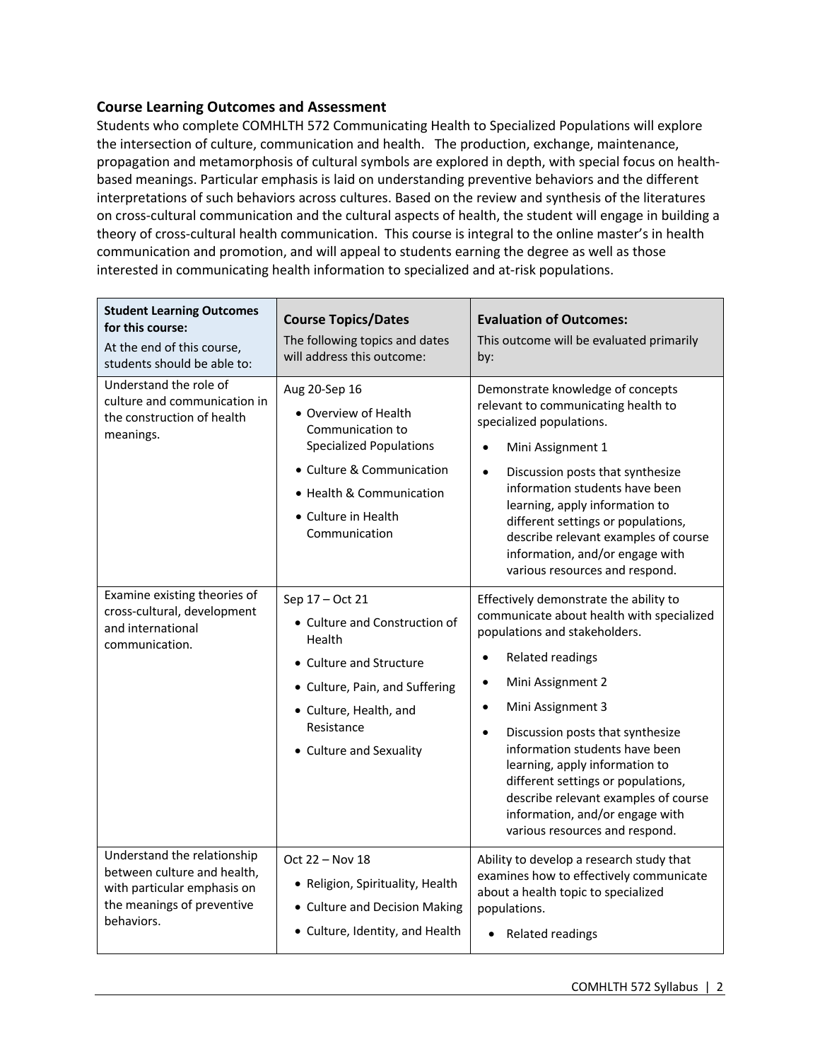### Course Learning Outcomes and Assessment

Students who complete COMHLTH 572 Communicating Health to Specialized Populations will explore the intersection of culture, communication and health. The production, exchange, maintenance, propagation and metamorphosis of cultural symbols are explored in depth, with special focus on health-based meanings. Particular emphasis is laid on understanding preventive behaviors and the different interpretations of such behaviors across cultures. Based on the review and synthesis of the literatures on cross-cultural communication and the cultural aspects of health, the student will engage in building a theory of cross-cultural health communication. This course is integral to the online master's in health communication and promotion, and will appeal to students earning the degree as well as those interested in communicating health information to specialized and at-risk populations.

| **Student Learning Outcomes for this course:** At the end of this course, students should be able to: | **Course Topics/Dates** The following topics and dates will address this outcome: | **Evaluation of Outcomes:** This outcome will be evaluated primarily by: |
|---|---|---|
| Understand the role of culture and communication in the construction of health meanings. | Aug 20-Sep 16<br>• Overview of Health Communication to Specialized Populations<br>• Culture & Communication<br>• Health & Communication<br>• Culture in Health Communication | Demonstrate knowledge of concepts relevant to communicating health to specialized populations.<br>• Mini Assignment 1<br>• Discussion posts that synthesize information students have been learning, apply information to different settings or populations, describe relevant examples of course information, and/or engage with various resources and respond. |
| Examine existing theories of cross-cultural, development and international communication. | Sep 17 – Oct 21<br>• Culture and Construction of Health<br>• Culture and Structure<br>• Culture, Pain, and Suffering<br>• Culture, Health, and Resistance<br>• Culture and Sexuality | Effectively demonstrate the ability to communicate about health with specialized populations and stakeholders.<br>• Related readings<br>• Mini Assignment 2<br>• Mini Assignment 3<br>• Discussion posts that synthesize information students have been learning, apply information to different settings or populations, describe relevant examples of course information, and/or engage with various resources and respond. |
| Understand the relationship between culture and health, with particular emphasis on the meanings of preventive behaviors. | Oct 22 – Nov 18<br>• Religion, Spirituality, Health<br>• Culture and Decision Making<br>• Culture, Identity, and Health | Ability to develop a research study that examines how to effectively communicate about a health topic to specialized populations.<br>• Related readings |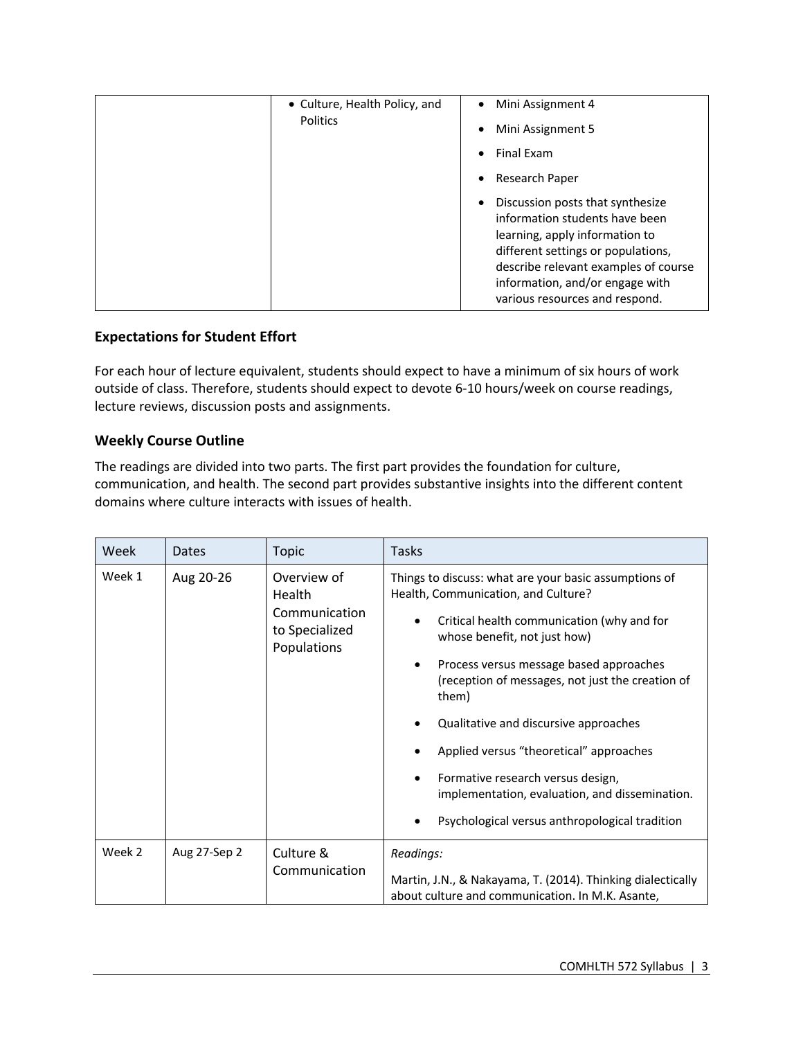| | | |
|---|---|---|
| | • Culture, Health Policy, and Politics | • Mini Assignment 4<br>• Mini Assignment 5<br>• Final Exam<br>• Research Paper<br>• Discussion posts that synthesize information students have been learning, apply information to different settings or populations, describe relevant examples of course information, and/or engage with various resources and respond. |

### Expectations for Student Effort

For each hour of lecture equivalent, students should expect to have a minimum of six hours of work outside of class. Therefore, students should expect to devote 6-10 hours/week on course readings, lecture reviews, discussion posts and assignments.

### Weekly Course Outline

The readings are divided into two parts. The first part provides the foundation for culture, communication, and health. The second part provides substantive insights into the different content domains where culture interacts with issues of health.

| Week | Dates | Topic | Tasks |
|---|---|---|---|
| Week 1 | Aug 20-26 | Overview of Health Communication to Specialized Populations | Things to discuss: what are your basic assumptions of Health, Communication, and Culture?<br>• Critical health communication (why and for whose benefit, not just how)<br>• Process versus message based approaches (reception of messages, not just the creation of them)<br>• Qualitative and discursive approaches<br>• Applied versus "theoretical" approaches<br>• Formative research versus design, implementation, evaluation, and dissemination.<br>• Psychological versus anthropological tradition |
| Week 2 | Aug 27-Sep 2 | Culture & Communication | *Readings:*<br>Martin, J.N., & Nakayama, T. (2014). Thinking dialectically about culture and communication. In M.K. Asante, |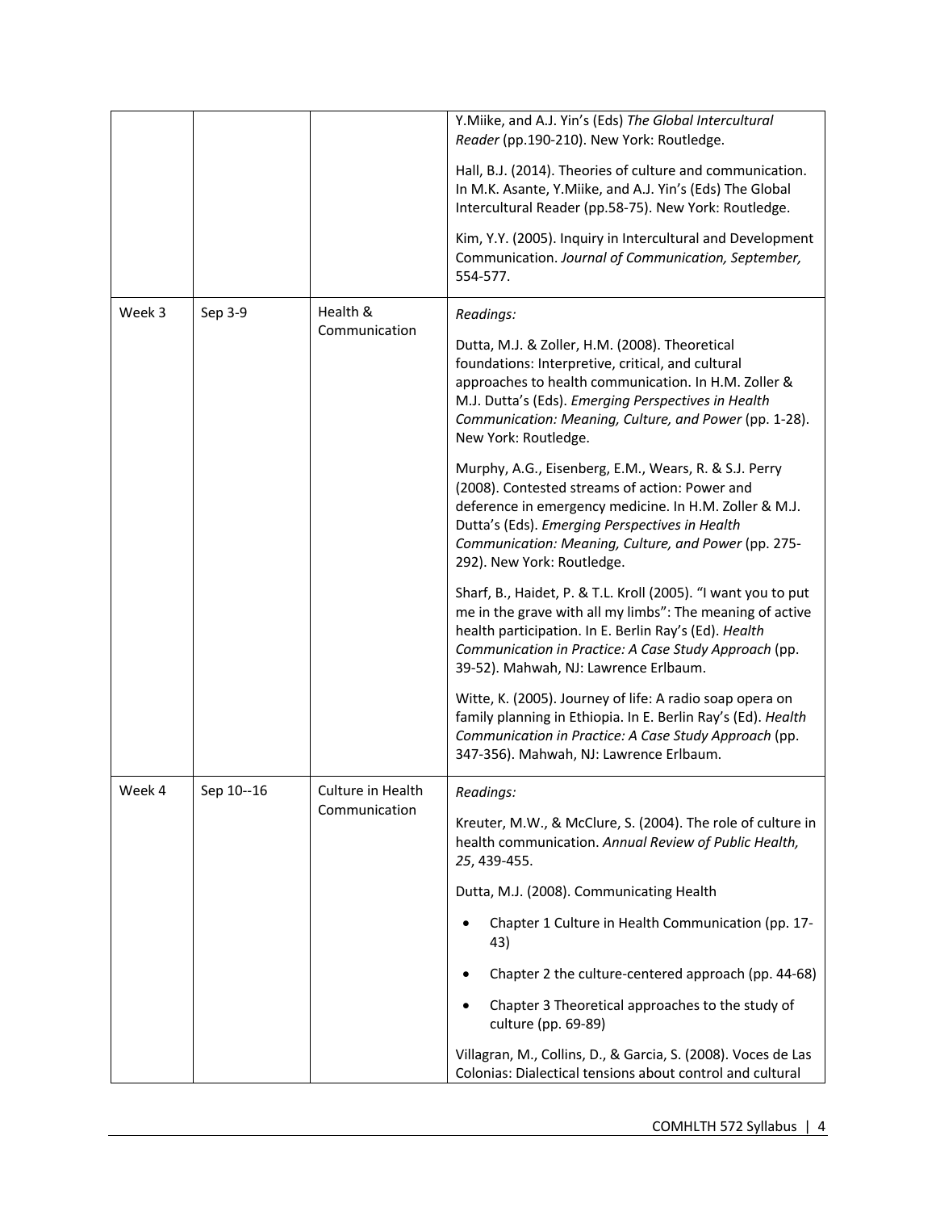| | | | |
|---|---|---|---|
| | | | Y.Miike, and A.J. Yin's (Eds) *The Global Intercultural Reader* (pp.190-210). New York: Routledge.<br><br>Hall, B.J. (2014). Theories of culture and communication. In M.K. Asante, Y.Miike, and A.J. Yin's (Eds) The Global Intercultural Reader (pp.58-75). New York: Routledge.<br><br>Kim, Y.Y. (2005). Inquiry in Intercultural and Development Communication. *Journal of Communication, September,* 554-577. |
| Week 3 | Sep 3-9 | Health & Communication | *Readings:*<br><br>Dutta, M.J. & Zoller, H.M. (2008). Theoretical foundations: Interpretive, critical, and cultural approaches to health communication. In H.M. Zoller & M.J. Dutta's (Eds). *Emerging Perspectives in Health Communication: Meaning, Culture, and Power* (pp. 1-28). New York: Routledge.<br><br>Murphy, A.G., Eisenberg, E.M., Wears, R. & S.J. Perry (2008). Contested streams of action: Power and deference in emergency medicine. In H.M. Zoller & M.J. Dutta's (Eds). *Emerging Perspectives in Health Communication: Meaning, Culture, and Power* (pp. 275-292). New York: Routledge.<br><br>Sharf, B., Haidet, P. & T.L. Kroll (2005). "I want you to put me in the grave with all my limbs": The meaning of active health participation. In E. Berlin Ray's (Ed). *Health Communication in Practice: A Case Study Approach* (pp. 39-52). Mahwah, NJ: Lawrence Erlbaum.<br><br>Witte, K. (2005). Journey of life: A radio soap opera on family planning in Ethiopia. In E. Berlin Ray's (Ed). *Health Communication in Practice: A Case Study Approach* (pp. 347-356). Mahwah, NJ: Lawrence Erlbaum. |
| Week 4 | Sep 10--16 | Culture in Health Communication | *Readings:*<br><br>Kreuter, M.W., & McClure, S. (2004). The role of culture in health communication. *Annual Review of Public Health, 25*, 439-455.<br><br>Dutta, M.J. (2008). Communicating Health<br><br>• Chapter 1 Culture in Health Communication (pp. 17-43)<br>• Chapter 2 the culture-centered approach (pp. 44-68)<br>• Chapter 3 Theoretical approaches to the study of culture (pp. 69-89)<br><br>Villagran, M., Collins, D., & Garcia, S. (2008). Voces de Las Colonias: Dialectical tensions about control and cultural |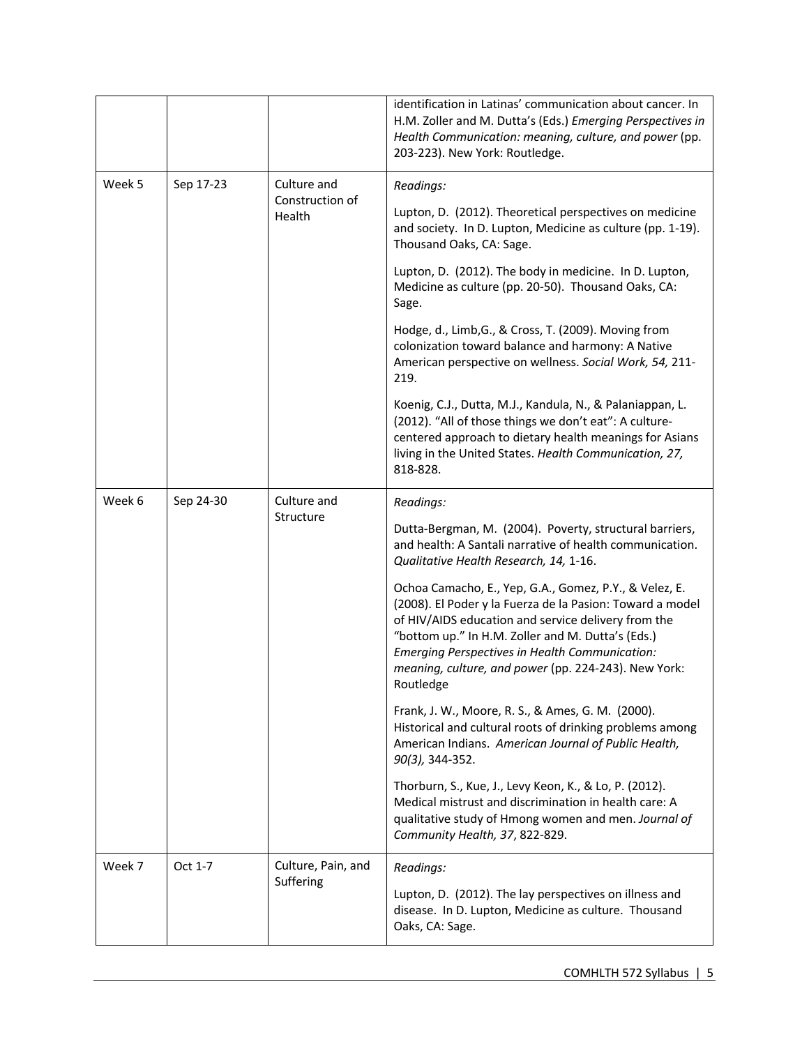| | | | |
|---|---|---|---|
| | | | identification in Latinas' communication about cancer. In H.M. Zoller and M. Dutta's (Eds.) *Emerging Perspectives in Health Communication: meaning, culture, and power* (pp. 203-223). New York: Routledge. |
| Week 5 | Sep 17-23 | Culture and Construction of Health | *Readings:*<br><br>Lupton, D. (2012). Theoretical perspectives on medicine and society. In D. Lupton, Medicine as culture (pp. 1-19). Thousand Oaks, CA: Sage.<br><br>Lupton, D. (2012). The body in medicine. In D. Lupton, Medicine as culture (pp. 20-50). Thousand Oaks, CA: Sage.<br><br>Hodge, d., Limb,G., & Cross, T. (2009). Moving from colonization toward balance and harmony: A Native American perspective on wellness. *Social Work, 54,* 211-219.<br><br>Koenig, C.J., Dutta, M.J., Kandula, N., & Palaniappan, L. (2012). "All of those things we don't eat": A culture-centered approach to dietary health meanings for Asians living in the United States. *Health Communication, 27,* 818-828. |
| Week 6 | Sep 24-30 | Culture and Structure | *Readings:*<br><br>Dutta-Bergman, M. (2004). Poverty, structural barriers, and health: A Santali narrative of health communication. *Qualitative Health Research, 14,* 1-16.<br><br>Ochoa Camacho, E., Yep, G.A., Gomez, P.Y., & Velez, E. (2008). El Poder y la Fuerza de la Pasion: Toward a model of HIV/AIDS education and service delivery from the "bottom up." In H.M. Zoller and M. Dutta's (Eds.) *Emerging Perspectives in Health Communication: meaning, culture, and power* (pp. 224-243). New York: Routledge<br><br>Frank, J. W., Moore, R. S., & Ames, G. M. (2000). Historical and cultural roots of drinking problems among American Indians. *American Journal of Public Health, 90(3),* 344-352.<br><br>Thorburn, S., Kue, J., Levy Keon, K., & Lo, P. (2012). Medical mistrust and discrimination in health care: A qualitative study of Hmong women and men. *Journal of Community Health, 37*, 822-829. |
| Week 7 | Oct 1-7 | Culture, Pain, and Suffering | *Readings:*<br><br>Lupton, D. (2012). The lay perspectives on illness and disease. In D. Lupton, Medicine as culture. Thousand Oaks, CA: Sage. |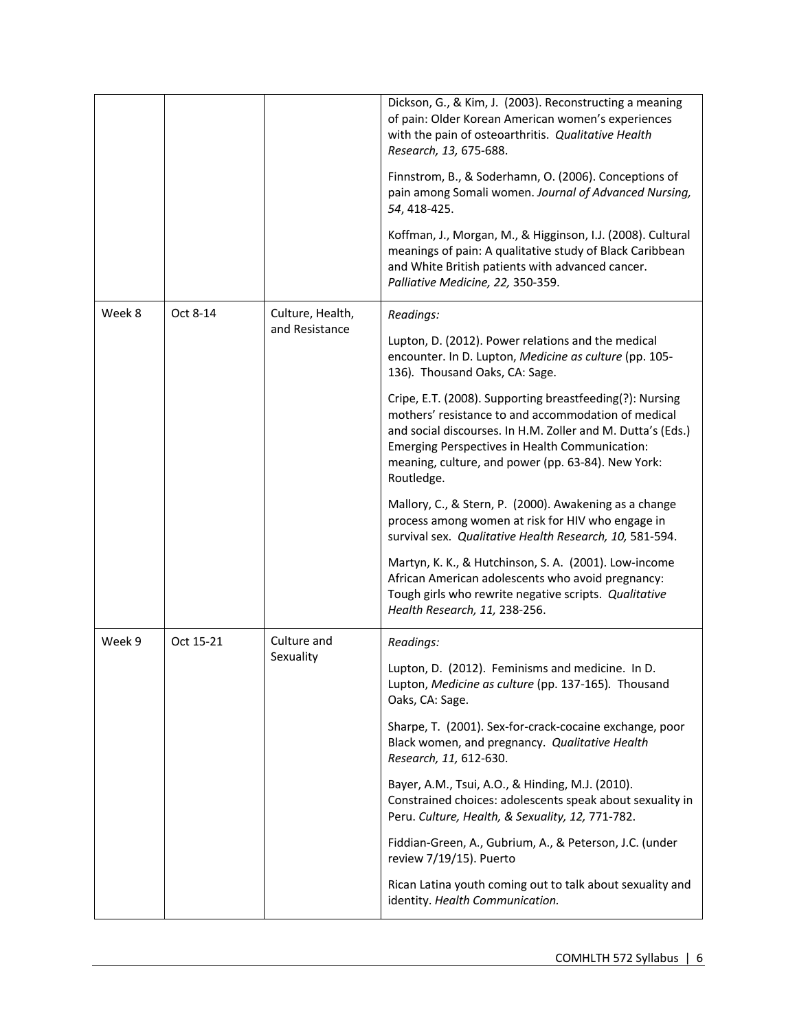| | | | |
|---|---|---|---|
| | | | Dickson, G., & Kim, J. (2003). Reconstructing a meaning of pain: Older Korean American women's experiences with the pain of osteoarthritis. *Qualitative Health Research, 13,* 675-688.<br><br>Finnstrom, B., & Soderhamn, O. (2006). Conceptions of pain among Somali women. *Journal of Advanced Nursing, 54*, 418-425.<br><br>Koffman, J., Morgan, M., & Higginson, I.J. (2008). Cultural meanings of pain: A qualitative study of Black Caribbean and White British patients with advanced cancer. *Palliative Medicine, 22,* 350-359. |
| Week 8 | Oct 8-14 | Culture, Health, and Resistance | *Readings:*<br><br>Lupton, D. (2012). Power relations and the medical encounter. In D. Lupton, *Medicine as culture* (pp. 105-136). Thousand Oaks, CA: Sage.<br><br>Cripe, E.T. (2008). Supporting breastfeeding(?): Nursing mothers' resistance to and accommodation of medical and social discourses. In H.M. Zoller and M. Dutta's (Eds.) Emerging Perspectives in Health Communication: meaning, culture, and power (pp. 63-84). New York: Routledge.<br><br>Mallory, C., & Stern, P. (2000). Awakening as a change process among women at risk for HIV who engage in survival sex. *Qualitative Health Research, 10,* 581-594.<br><br>Martyn, K. K., & Hutchinson, S. A. (2001). Low-income African American adolescents who avoid pregnancy: Tough girls who rewrite negative scripts. *Qualitative Health Research, 11,* 238-256. |
| Week 9 | Oct 15-21 | Culture and Sexuality | *Readings:*<br><br>Lupton, D. (2012). Feminisms and medicine. In D. Lupton, *Medicine as culture* (pp. 137-165). Thousand Oaks, CA: Sage.<br><br>Sharpe, T. (2001). Sex-for-crack-cocaine exchange, poor Black women, and pregnancy. *Qualitative Health Research, 11,* 612-630.<br><br>Bayer, A.M., Tsui, A.O., & Hinding, M.J. (2010). Constrained choices: adolescents speak about sexuality in Peru. *Culture, Health, & Sexuality, 12,* 771-782.<br><br>Fiddian-Green, A., Gubrium, A., & Peterson, J.C. (under review 7/19/15). Puerto<br><br>Rican Latina youth coming out to talk about sexuality and identity. *Health Communication.* |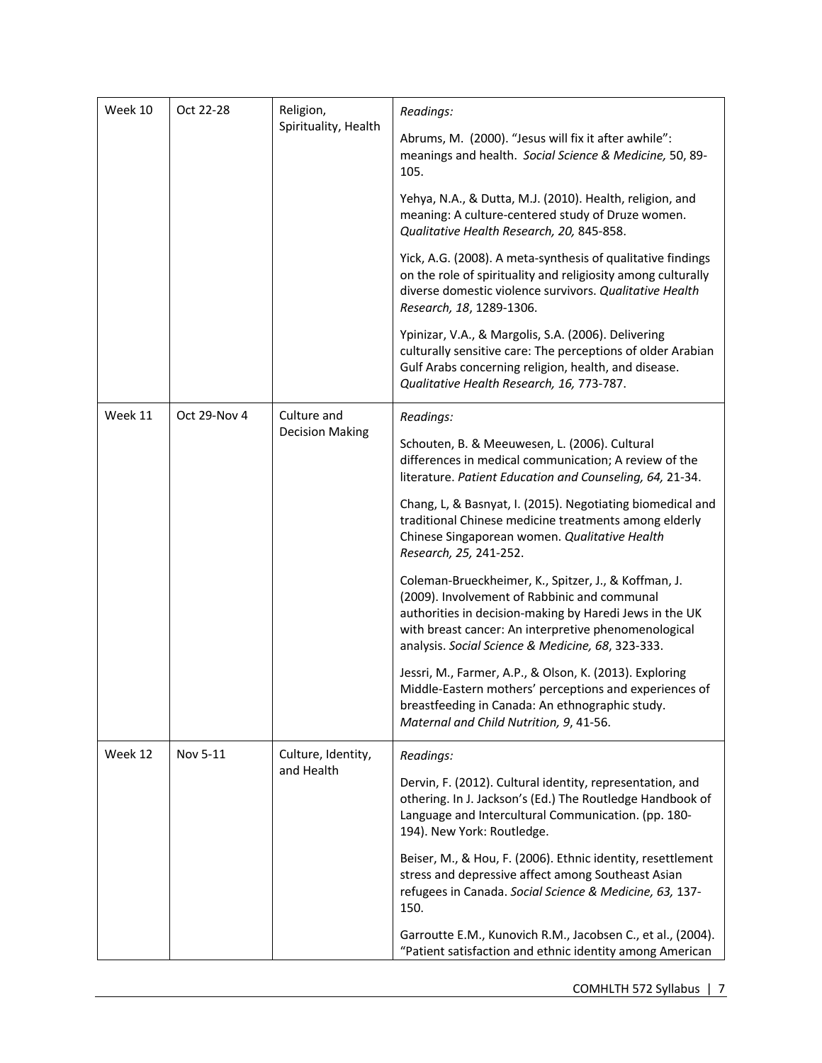| Week 10 | Oct 22-28 | Religion, Spirituality, Health | *Readings:*<br><br>Abrums, M. (2000). "Jesus will fix it after awhile": meanings and health. *Social Science & Medicine,* 50, 89-105.<br><br>Yehya, N.A., & Dutta, M.J. (2010). Health, religion, and meaning: A culture-centered study of Druze women. *Qualitative Health Research, 20,* 845-858.<br><br>Yick, A.G. (2008). A meta-synthesis of qualitative findings on the role of spirituality and religiosity among culturally diverse domestic violence survivors. *Qualitative Health Research, 18*, 1289-1306.<br><br>Ypinizar, V.A., & Margolis, S.A. (2006). Delivering culturally sensitive care: The perceptions of older Arabian Gulf Arabs concerning religion, health, and disease. *Qualitative Health Research, 16,* 773-787. |
|---|---|---|---|
| Week 11 | Oct 29-Nov 4 | Culture and Decision Making | *Readings:*<br><br>Schouten, B. & Meeuwesen, L. (2006). Cultural differences in medical communication; A review of the literature. *Patient Education and Counseling, 64,* 21-34.<br><br>Chang, L, & Basnyat, I. (2015). Negotiating biomedical and traditional Chinese medicine treatments among elderly Chinese Singaporean women. *Qualitative Health Research, 25,* 241-252.<br><br>Coleman-Brueckheimer, K., Spitzer, J., & Koffman, J. (2009). Involvement of Rabbinic and communal authorities in decision-making by Haredi Jews in the UK with breast cancer: An interpretive phenomenological analysis. *Social Science & Medicine, 68*, 323-333.<br><br>Jessri, M., Farmer, A.P., & Olson, K. (2013). Exploring Middle-Eastern mothers' perceptions and experiences of breastfeeding in Canada: An ethnographic study. *Maternal and Child Nutrition, 9*, 41-56. |
| Week 12 | Nov 5-11 | Culture, Identity, and Health | *Readings:*<br><br>Dervin, F. (2012). Cultural identity, representation, and othering. In J. Jackson's (Ed.) The Routledge Handbook of Language and Intercultural Communication. (pp. 180-194). New York: Routledge.<br><br>Beiser, M., & Hou, F. (2006). Ethnic identity, resettlement stress and depressive affect among Southeast Asian refugees in Canada. *Social Science & Medicine, 63,* 137-150.<br><br>Garroutte E.M., Kunovich R.M., Jacobsen C., et al., (2004). "Patient satisfaction and ethnic identity among American |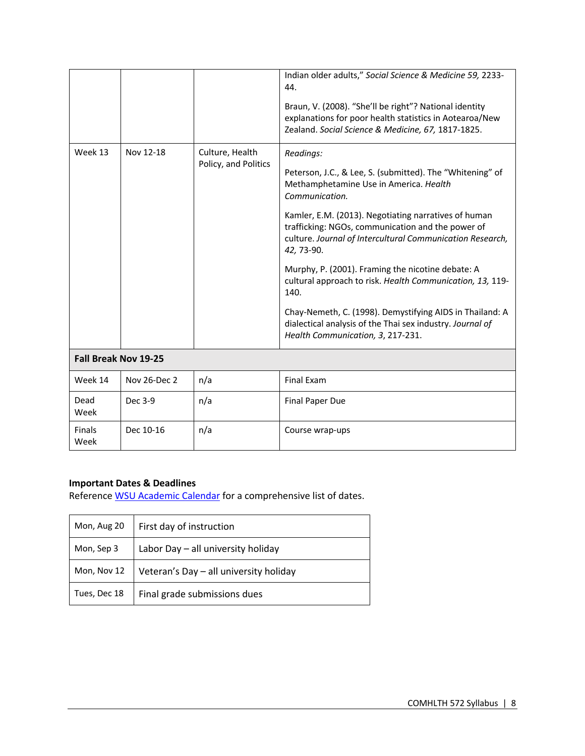| | | | |
|---|---|---|---|
| | | | Indian older adults," *Social Science & Medicine 59,* 2233-44.<br><br>Braun, V. (2008). "She'll be right"? National identity explanations for poor health statistics in Aotearoa/New Zealand. *Social Science & Medicine, 67,* 1817-1825. |
| Week 13 | Nov 12-18 | Culture, Health Policy, and Politics | *Readings:*<br><br>Peterson, J.C., & Lee, S. (submitted). The "Whitening" of Methamphetamine Use in America. *Health Communication.*<br><br>Kamler, E.M. (2013). Negotiating narratives of human trafficking: NGOs, communication and the power of culture. *Journal of Intercultural Communication Research, 42,* 73-90.<br><br>Murphy, P. (2001). Framing the nicotine debate: A cultural approach to risk. *Health Communication, 13,* 119-140.<br><br>Chay-Nemeth, C. (1998). Demystifying AIDS in Thailand: A dialectical analysis of the Thai sex industry. *Journal of Health Communication, 3*, 217-231. |
| **Fall Break Nov 19-25** | | | |
| Week 14 | Nov 26-Dec 2 | n/a | Final Exam |
| Dead Week | Dec 3-9 | n/a | Final Paper Due |
| Finals Week | Dec 10-16 | n/a | Course wrap-ups |

**Important Dates & Deadlines**

Reference [WSU Academic Calendar]() for a comprehensive list of dates.

| | |
|---|---|
| Mon, Aug 20 | First day of instruction |
| Mon, Sep 3 | Labor Day – all university holiday |
| Mon, Nov 12 | Veteran's Day – all university holiday |
| Tues, Dec 18 | Final grade submissions dues |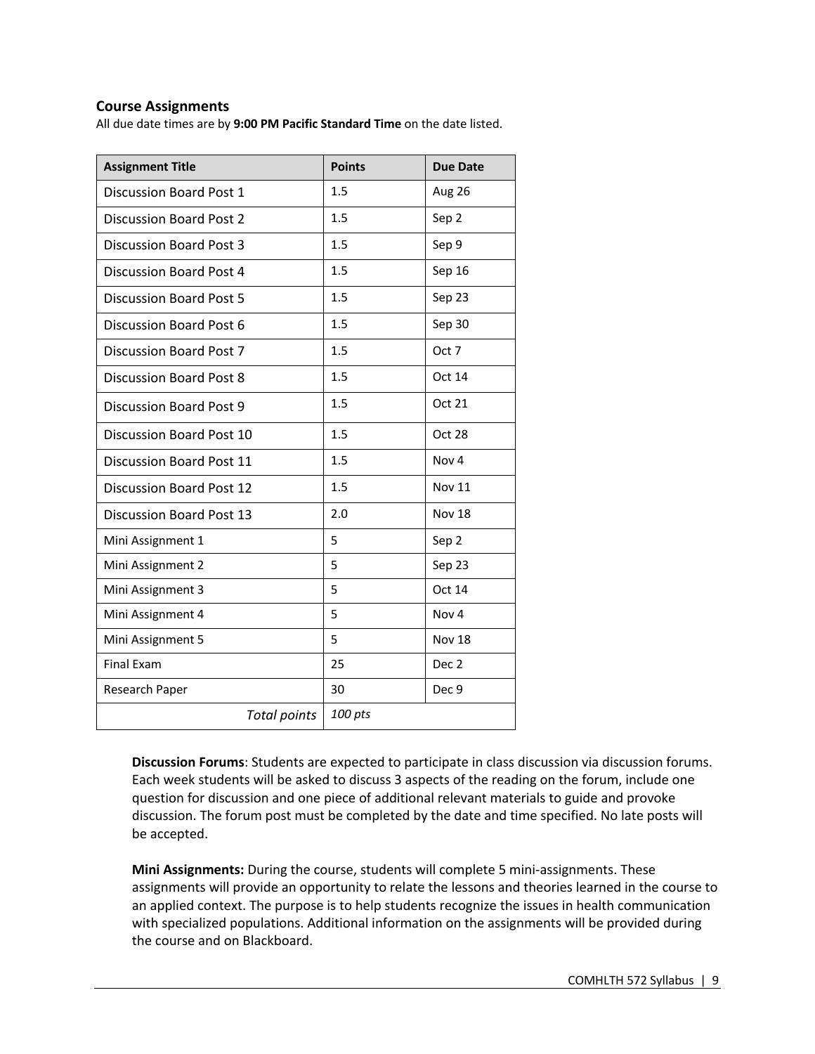### Course Assignments

All due date times are by **9:00 PM Pacific Standard Time** on the date listed.

| Assignment Title | Points | Due Date |
|---|---|---|
| Discussion Board Post 1 | 1.5 | Aug 26 |
| Discussion Board Post 2 | 1.5 | Sep 2 |
| Discussion Board Post 3 | 1.5 | Sep 9 |
| Discussion Board Post 4 | 1.5 | Sep 16 |
| Discussion Board Post 5 | 1.5 | Sep 23 |
| Discussion Board Post 6 | 1.5 | Sep 30 |
| Discussion Board Post 7 | 1.5 | Oct 7 |
| Discussion Board Post 8 | 1.5 | Oct 14 |
| Discussion Board Post 9 | 1.5 | Oct 21 |
| Discussion Board Post 10 | 1.5 | Oct 28 |
| Discussion Board Post 11 | 1.5 | Nov 4 |
| Discussion Board Post 12 | 1.5 | Nov 11 |
| Discussion Board Post 13 | 2.0 | Nov 18 |
| Mini Assignment 1 | 5 | Sep 2 |
| Mini Assignment 2 | 5 | Sep 23 |
| Mini Assignment 3 | 5 | Oct 14 |
| Mini Assignment 4 | 5 | Nov 4 |
| Mini Assignment 5 | 5 | Nov 18 |
| Final Exam | 25 | Dec 2 |
| Research Paper | 30 | Dec 9 |
| *Total points* | *100 pts* | |

**Discussion Forums**: Students are expected to participate in class discussion via discussion forums. Each week students will be asked to discuss 3 aspects of the reading on the forum, include one question for discussion and one piece of additional relevant materials to guide and provoke discussion. The forum post must be completed by the date and time specified. No late posts will be accepted.

**Mini Assignments:** During the course, students will complete 5 mini-assignments. These assignments will provide an opportunity to relate the lessons and theories learned in the course to an applied context. The purpose is to help students recognize the issues in health communication with specialized populations. Additional information on the assignments will be provided during the course and on Blackboard.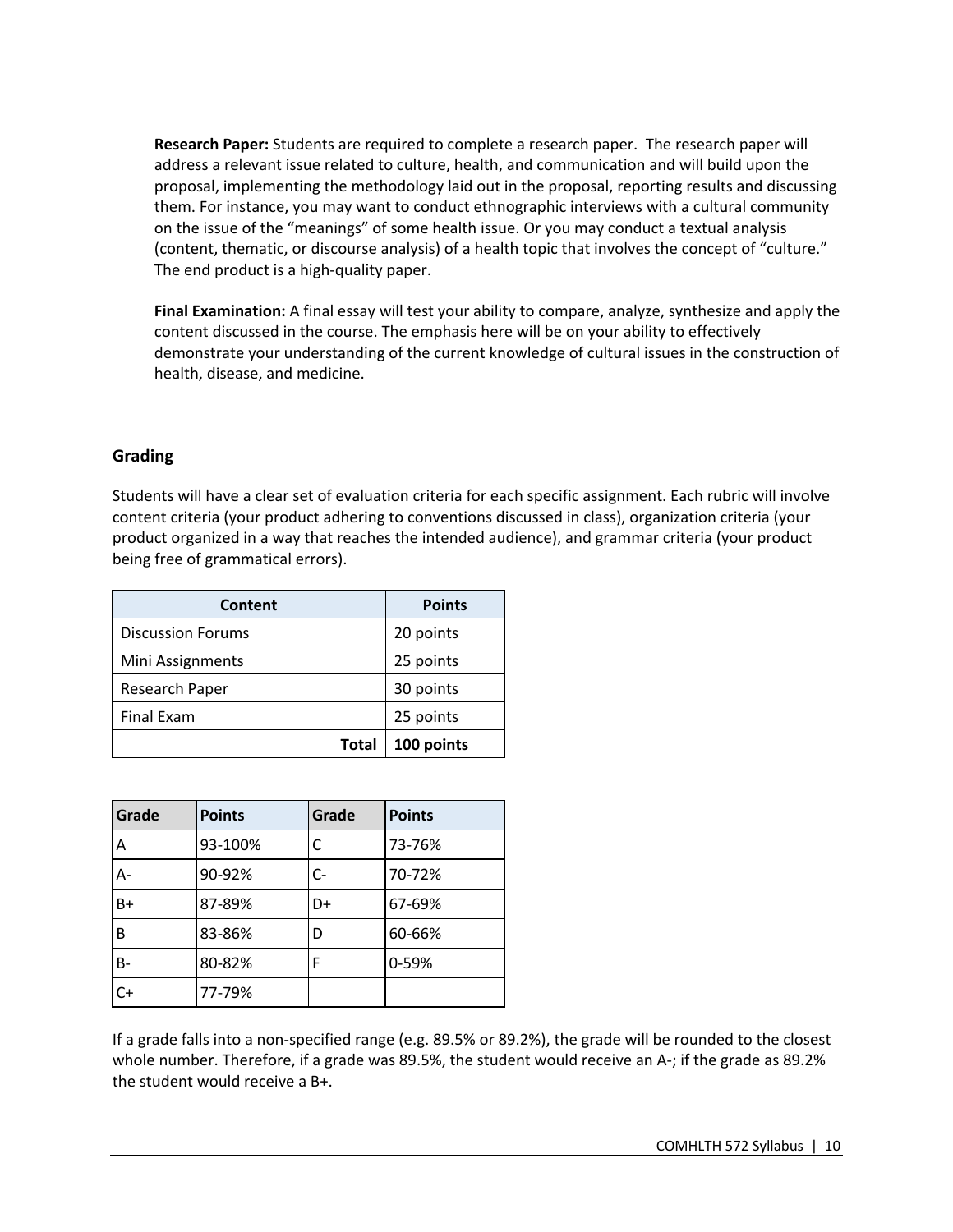**Research Paper:** Students are required to complete a research paper. The research paper will address a relevant issue related to culture, health, and communication and will build upon the proposal, implementing the methodology laid out in the proposal, reporting results and discussing them. For instance, you may want to conduct ethnographic interviews with a cultural community on the issue of the "meanings" of some health issue. Or you may conduct a textual analysis (content, thematic, or discourse analysis) of a health topic that involves the concept of "culture." The end product is a high-quality paper.

**Final Examination:** A final essay will test your ability to compare, analyze, synthesize and apply the content discussed in the course. The emphasis here will be on your ability to effectively demonstrate your understanding of the current knowledge of cultural issues in the construction of health, disease, and medicine.

## Grading

Students will have a clear set of evaluation criteria for each specific assignment. Each rubric will involve content criteria (your product adhering to conventions discussed in class), organization criteria (your product organized in a way that reaches the intended audience), and grammar criteria (your product being free of grammatical errors).

| Content | Points |
|---|---|
| Discussion Forums | 20 points |
| Mini Assignments | 25 points |
| Research Paper | 30 points |
| Final Exam | 25 points |
| **Total** | **100 points** |

| Grade | Points | Grade | Points |
|---|---|---|---|
| A | 93-100% | C | 73-76% |
| A- | 90-92% | C- | 70-72% |
| B+ | 87-89% | D+ | 67-69% |
| B | 83-86% | D | 60-66% |
| B- | 80-82% | F | 0-59% |
| C+ | 77-79% | | |

If a grade falls into a non-specified range (e.g. 89.5% or 89.2%), the grade will be rounded to the closest whole number. Therefore, if a grade was 89.5%, the student would receive an A-; if the grade as 89.2% the student would receive a B+.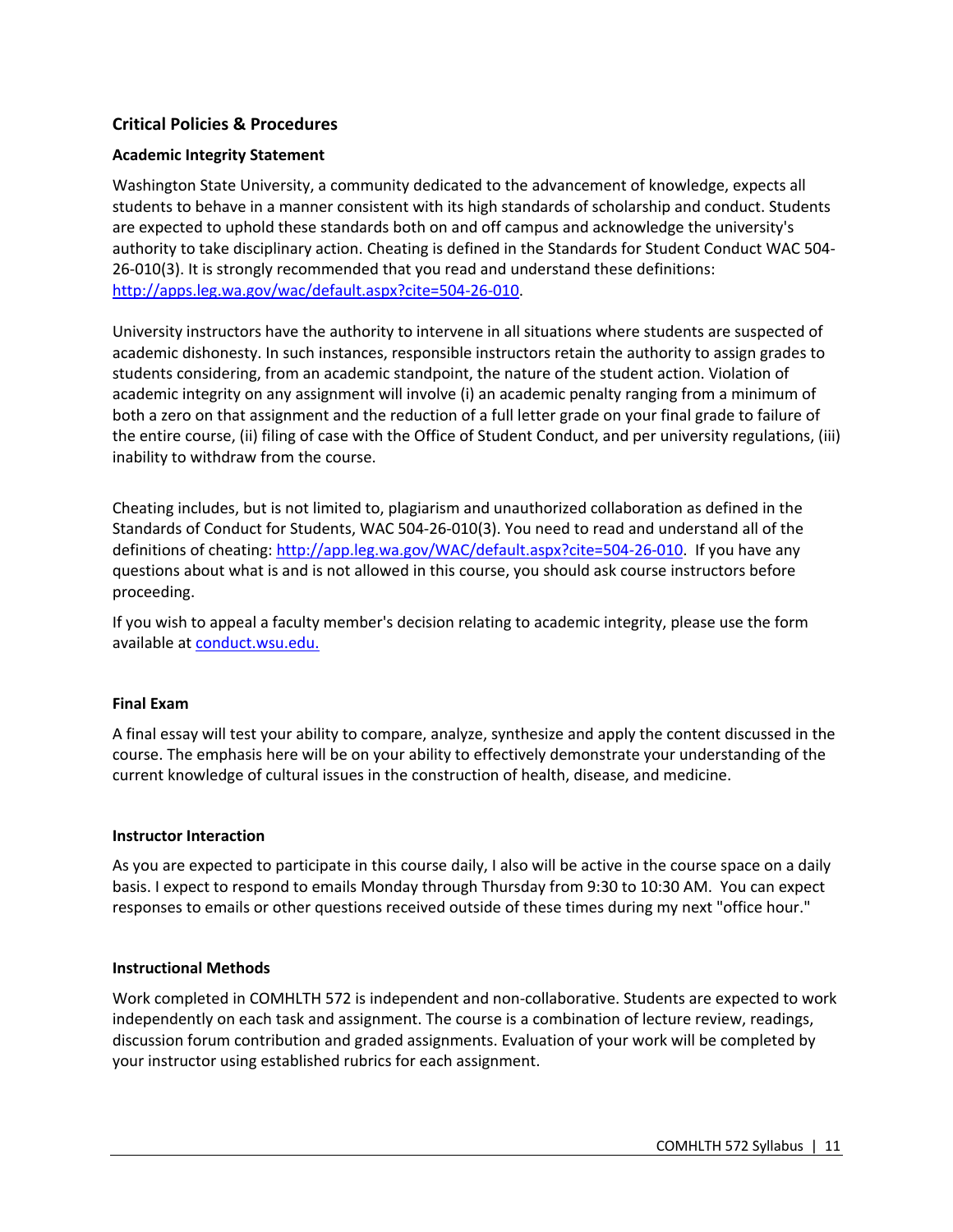## Critical Policies & Procedures

### Academic Integrity Statement

Washington State University, a community dedicated to the advancement of knowledge, expects all students to behave in a manner consistent with its high standards of scholarship and conduct. Students are expected to uphold these standards both on and off campus and acknowledge the university's authority to take disciplinary action. Cheating is defined in the Standards for Student Conduct WAC 504-26-010(3). It is strongly recommended that you read and understand these definitions: [http://apps.leg.wa.gov/wac/default.aspx?cite=504-26-010](http://apps.leg.wa.gov/wac/default.aspx?cite=504-26-010).

University instructors have the authority to intervene in all situations where students are suspected of academic dishonesty. In such instances, responsible instructors retain the authority to assign grades to students considering, from an academic standpoint, the nature of the student action. Violation of academic integrity on any assignment will involve (i) an academic penalty ranging from a minimum of both a zero on that assignment and the reduction of a full letter grade on your final grade to failure of the entire course, (ii) filing of case with the Office of Student Conduct, and per university regulations, (iii) inability to withdraw from the course.

Cheating includes, but is not limited to, plagiarism and unauthorized collaboration as defined in the Standards of Conduct for Students, WAC 504-26-010(3). You need to read and understand all of the definitions of cheating: [http://app.leg.wa.gov/WAC/default.aspx?cite=504-26-010](http://app.leg.wa.gov/WAC/default.aspx?cite=504-26-010). If you have any questions about what is and is not allowed in this course, you should ask course instructors before proceeding.

If you wish to appeal a faculty member's decision relating to academic integrity, please use the form available at [conduct.wsu.edu.](conduct.wsu.edu)

### Final Exam

A final essay will test your ability to compare, analyze, synthesize and apply the content discussed in the course. The emphasis here will be on your ability to effectively demonstrate your understanding of the current knowledge of cultural issues in the construction of health, disease, and medicine.

### Instructor Interaction

As you are expected to participate in this course daily, I also will be active in the course space on a daily basis. I expect to respond to emails Monday through Thursday from 9:30 to 10:30 AM. You can expect responses to emails or other questions received outside of these times during my next "office hour."

### Instructional Methods

Work completed in COMHLTH 572 is independent and non-collaborative. Students are expected to work independently on each task and assignment. The course is a combination of lecture review, readings, discussion forum contribution and graded assignments. Evaluation of your work will be completed by your instructor using established rubrics for each assignment.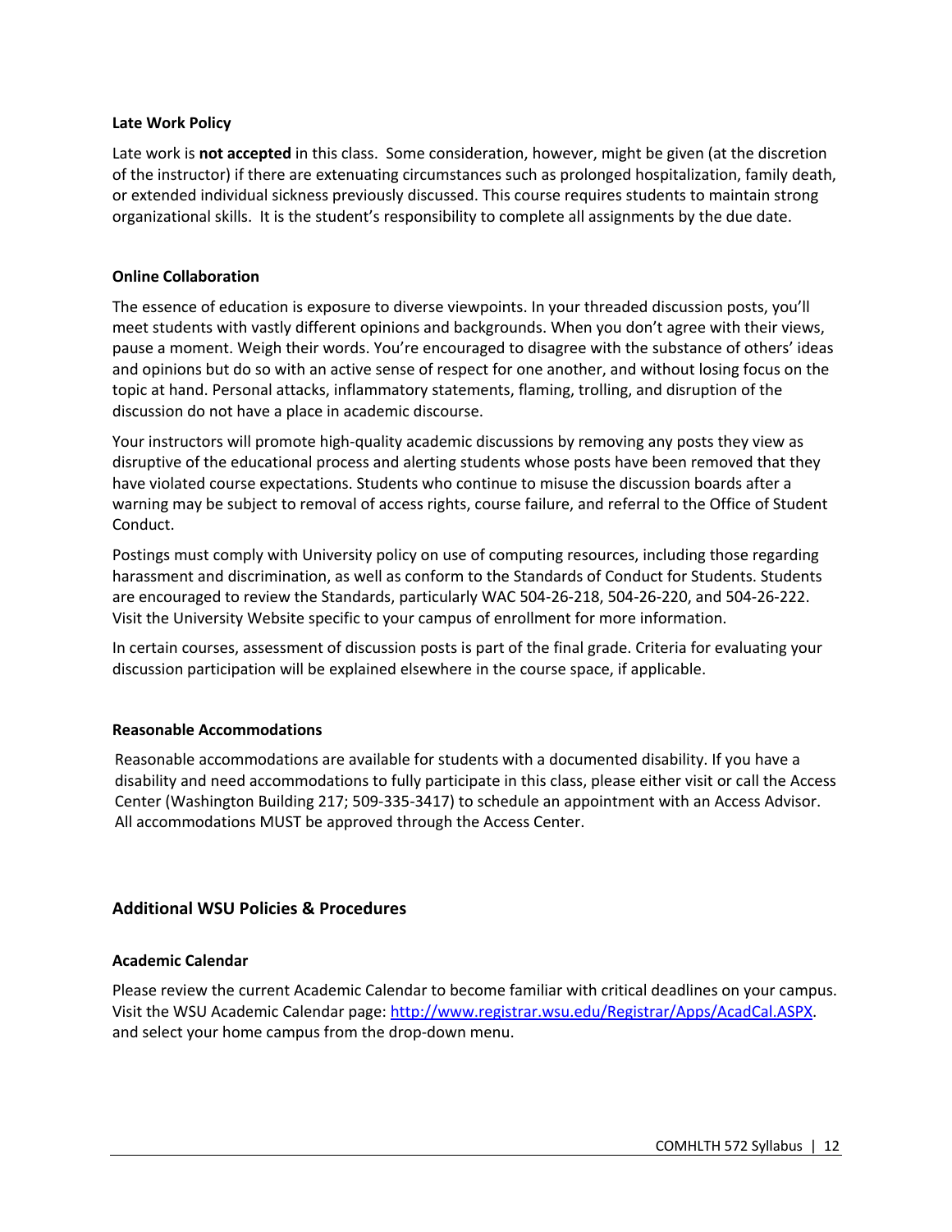### Late Work Policy

Late work is **not accepted** in this class. Some consideration, however, might be given (at the discretion of the instructor) if there are extenuating circumstances such as prolonged hospitalization, family death, or extended individual sickness previously discussed. This course requires students to maintain strong organizational skills. It is the student's responsibility to complete all assignments by the due date.

### Online Collaboration

The essence of education is exposure to diverse viewpoints. In your threaded discussion posts, you'll meet students with vastly different opinions and backgrounds. When you don't agree with their views, pause a moment. Weigh their words. You're encouraged to disagree with the substance of others' ideas and opinions but do so with an active sense of respect for one another, and without losing focus on the topic at hand. Personal attacks, inflammatory statements, flaming, trolling, and disruption of the discussion do not have a place in academic discourse.

Your instructors will promote high-quality academic discussions by removing any posts they view as disruptive of the educational process and alerting students whose posts have been removed that they have violated course expectations. Students who continue to misuse the discussion boards after a warning may be subject to removal of access rights, course failure, and referral to the Office of Student Conduct.

Postings must comply with University policy on use of computing resources, including those regarding harassment and discrimination, as well as conform to the Standards of Conduct for Students. Students are encouraged to review the Standards, particularly WAC 504-26-218, 504-26-220, and 504-26-222. Visit the University Website specific to your campus of enrollment for more information.

In certain courses, assessment of discussion posts is part of the final grade. Criteria for evaluating your discussion participation will be explained elsewhere in the course space, if applicable.

### Reasonable Accommodations

Reasonable accommodations are available for students with a documented disability. If you have a disability and need accommodations to fully participate in this class, please either visit or call the Access Center (Washington Building 217; 509-335-3417) to schedule an appointment with an Access Advisor. All accommodations MUST be approved through the Access Center.

## Additional WSU Policies & Procedures

### Academic Calendar

Please review the current Academic Calendar to become familiar with critical deadlines on your campus. Visit the WSU Academic Calendar page: [http://www.registrar.wsu.edu/Registrar/Apps/AcadCal.ASPX](http://www.registrar.wsu.edu/Registrar/Apps/AcadCal.ASPX). and select your home campus from the drop-down menu.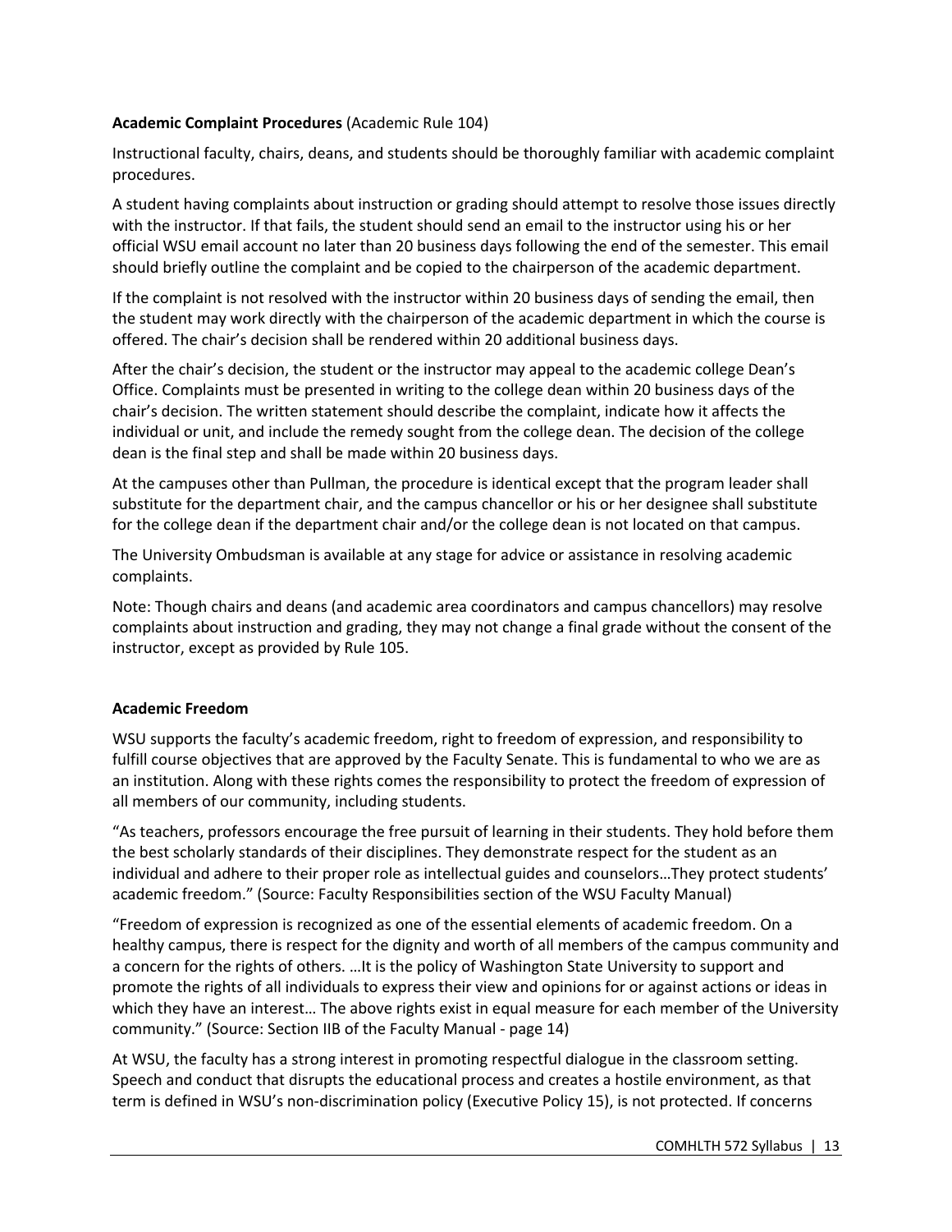**Academic Complaint Procedures** (Academic Rule 104)

Instructional faculty, chairs, deans, and students should be thoroughly familiar with academic complaint procedures.

A student having complaints about instruction or grading should attempt to resolve those issues directly with the instructor. If that fails, the student should send an email to the instructor using his or her official WSU email account no later than 20 business days following the end of the semester. This email should briefly outline the complaint and be copied to the chairperson of the academic department.

If the complaint is not resolved with the instructor within 20 business days of sending the email, then the student may work directly with the chairperson of the academic department in which the course is offered. The chair's decision shall be rendered within 20 additional business days.

After the chair's decision, the student or the instructor may appeal to the academic college Dean's Office. Complaints must be presented in writing to the college dean within 20 business days of the chair's decision. The written statement should describe the complaint, indicate how it affects the individual or unit, and include the remedy sought from the college dean. The decision of the college dean is the final step and shall be made within 20 business days.

At the campuses other than Pullman, the procedure is identical except that the program leader shall substitute for the department chair, and the campus chancellor or his or her designee shall substitute for the college dean if the department chair and/or the college dean is not located on that campus.

The University Ombudsman is available at any stage for advice or assistance in resolving academic complaints.

Note: Though chairs and deans (and academic area coordinators and campus chancellors) may resolve complaints about instruction and grading, they may not change a final grade without the consent of the instructor, except as provided by Rule 105.

**Academic Freedom**

WSU supports the faculty's academic freedom, right to freedom of expression, and responsibility to fulfill course objectives that are approved by the Faculty Senate. This is fundamental to who we are as an institution. Along with these rights comes the responsibility to protect the freedom of expression of all members of our community, including students.

"As teachers, professors encourage the free pursuit of learning in their students. They hold before them the best scholarly standards of their disciplines. They demonstrate respect for the student as an individual and adhere to their proper role as intellectual guides and counselors…They protect students' academic freedom." (Source: Faculty Responsibilities section of the WSU Faculty Manual)

"Freedom of expression is recognized as one of the essential elements of academic freedom. On a healthy campus, there is respect for the dignity and worth of all members of the campus community and a concern for the rights of others. …It is the policy of Washington State University to support and promote the rights of all individuals to express their view and opinions for or against actions or ideas in which they have an interest… The above rights exist in equal measure for each member of the University community." (Source: Section IIB of the Faculty Manual - page 14)

At WSU, the faculty has a strong interest in promoting respectful dialogue in the classroom setting. Speech and conduct that disrupts the educational process and creates a hostile environment, as that term is defined in WSU's non-discrimination policy (Executive Policy 15), is not protected. If concerns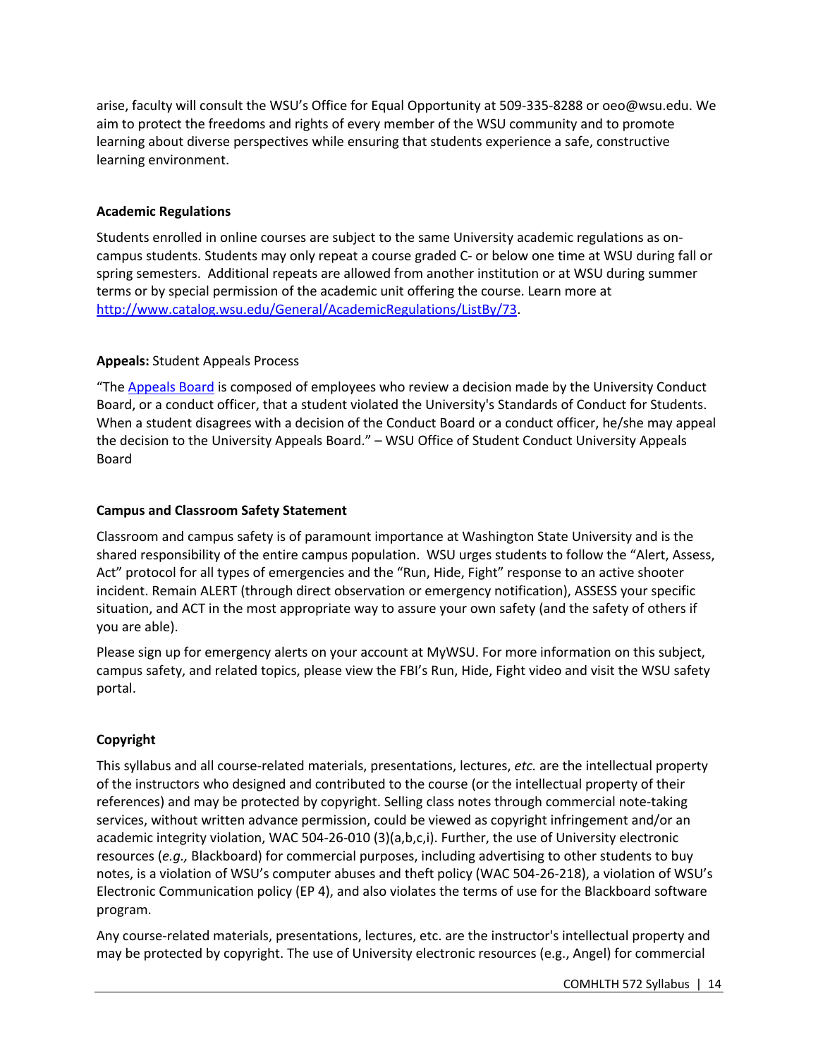arise, faculty will consult the WSU's Office for Equal Opportunity at 509-335-8288 or oeo@wsu.edu. We aim to protect the freedoms and rights of every member of the WSU community and to promote learning about diverse perspectives while ensuring that students experience a safe, constructive learning environment.

**Academic Regulations**

Students enrolled in online courses are subject to the same University academic regulations as on-campus students. Students may only repeat a course graded C- or below one time at WSU during fall or spring semesters. Additional repeats are allowed from another institution or at WSU during summer terms or by special permission of the academic unit offering the course. Learn more at [http://www.catalog.wsu.edu/General/AcademicRegulations/ListBy/73](http://www.catalog.wsu.edu/General/AcademicRegulations/ListBy/73).

**Appeals:** Student Appeals Process

"The [Appeals Board]() is composed of employees who review a decision made by the University Conduct Board, or a conduct officer, that a student violated the University's Standards of Conduct for Students. When a student disagrees with a decision of the Conduct Board or a conduct officer, he/she may appeal the decision to the University Appeals Board." – WSU Office of Student Conduct University Appeals Board

**Campus and Classroom Safety Statement**

Classroom and campus safety is of paramount importance at Washington State University and is the shared responsibility of the entire campus population. WSU urges students to follow the "Alert, Assess, Act" protocol for all types of emergencies and the "Run, Hide, Fight" response to an active shooter incident. Remain ALERT (through direct observation or emergency notification), ASSESS your specific situation, and ACT in the most appropriate way to assure your own safety (and the safety of others if you are able).

Please sign up for emergency alerts on your account at MyWSU. For more information on this subject, campus safety, and related topics, please view the FBI's Run, Hide, Fight video and visit the WSU safety portal.

**Copyright**

This syllabus and all course-related materials, presentations, lectures, *etc.* are the intellectual property of the instructors who designed and contributed to the course (or the intellectual property of their references) and may be protected by copyright. Selling class notes through commercial note-taking services, without written advance permission, could be viewed as copyright infringement and/or an academic integrity violation, WAC 504-26-010 (3)(a,b,c,i). Further, the use of University electronic resources (*e.g.,* Blackboard) for commercial purposes, including advertising to other students to buy notes, is a violation of WSU's computer abuses and theft policy (WAC 504-26-218), a violation of WSU's Electronic Communication policy (EP 4), and also violates the terms of use for the Blackboard software program.

Any course-related materials, presentations, lectures, etc. are the instructor's intellectual property and may be protected by copyright. The use of University electronic resources (e.g., Angel) for commercial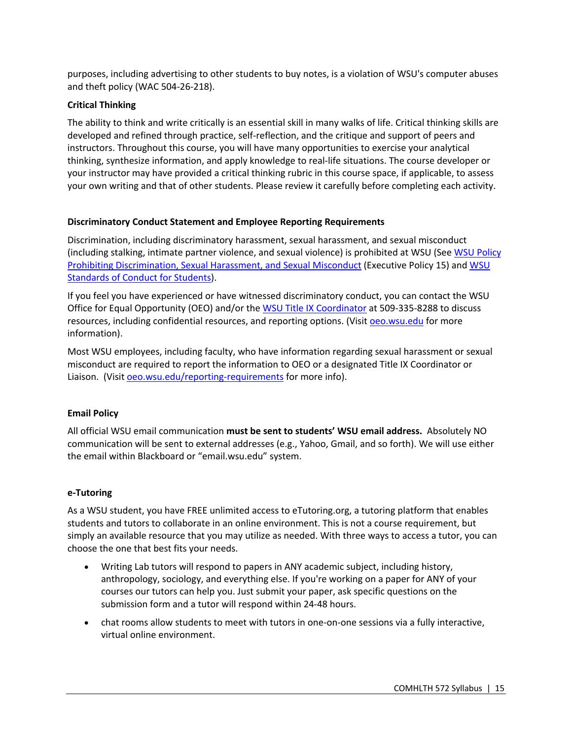purposes, including advertising to other students to buy notes, is a violation of WSU's computer abuses and theft policy (WAC 504-26-218).

**Critical Thinking**

The ability to think and write critically is an essential skill in many walks of life. Critical thinking skills are developed and refined through practice, self-reflection, and the critique and support of peers and instructors. Throughout this course, you will have many opportunities to exercise your analytical thinking, synthesize information, and apply knowledge to real-life situations. The course developer or your instructor may have provided a critical thinking rubric in this course space, if applicable, to assess your own writing and that of other students. Please review it carefully before completing each activity.

**Discriminatory Conduct Statement and Employee Reporting Requirements**

Discrimination, including discriminatory harassment, sexual harassment, and sexual misconduct (including stalking, intimate partner violence, and sexual violence) is prohibited at WSU (See WSU Policy Prohibiting Discrimination, Sexual Harassment, and Sexual Misconduct (Executive Policy 15) and WSU Standards of Conduct for Students).

If you feel you have experienced or have witnessed discriminatory conduct, you can contact the WSU Office for Equal Opportunity (OEO) and/or the WSU Title IX Coordinator at 509-335-8288 to discuss resources, including confidential resources, and reporting options. (Visit oeo.wsu.edu for more information).

Most WSU employees, including faculty, who have information regarding sexual harassment or sexual misconduct are required to report the information to OEO or a designated Title IX Coordinator or Liaison. (Visit oeo.wsu.edu/reporting-requirements for more info).

**Email Policy**

All official WSU email communication **must be sent to students' WSU email address.** Absolutely NO communication will be sent to external addresses (e.g., Yahoo, Gmail, and so forth). We will use either the email within Blackboard or "email.wsu.edu" system.

**e-Tutoring**

As a WSU student, you have FREE unlimited access to eTutoring.org, a tutoring platform that enables students and tutors to collaborate in an online environment. This is not a course requirement, but simply an available resource that you may utilize as needed. With three ways to access a tutor, you can choose the one that best fits your needs.

- Writing Lab tutors will respond to papers in ANY academic subject, including history, anthropology, sociology, and everything else. If you're working on a paper for ANY of your courses our tutors can help you. Just submit your paper, ask specific questions on the submission form and a tutor will respond within 24-48 hours.
- chat rooms allow students to meet with tutors in one-on-one sessions via a fully interactive, virtual online environment.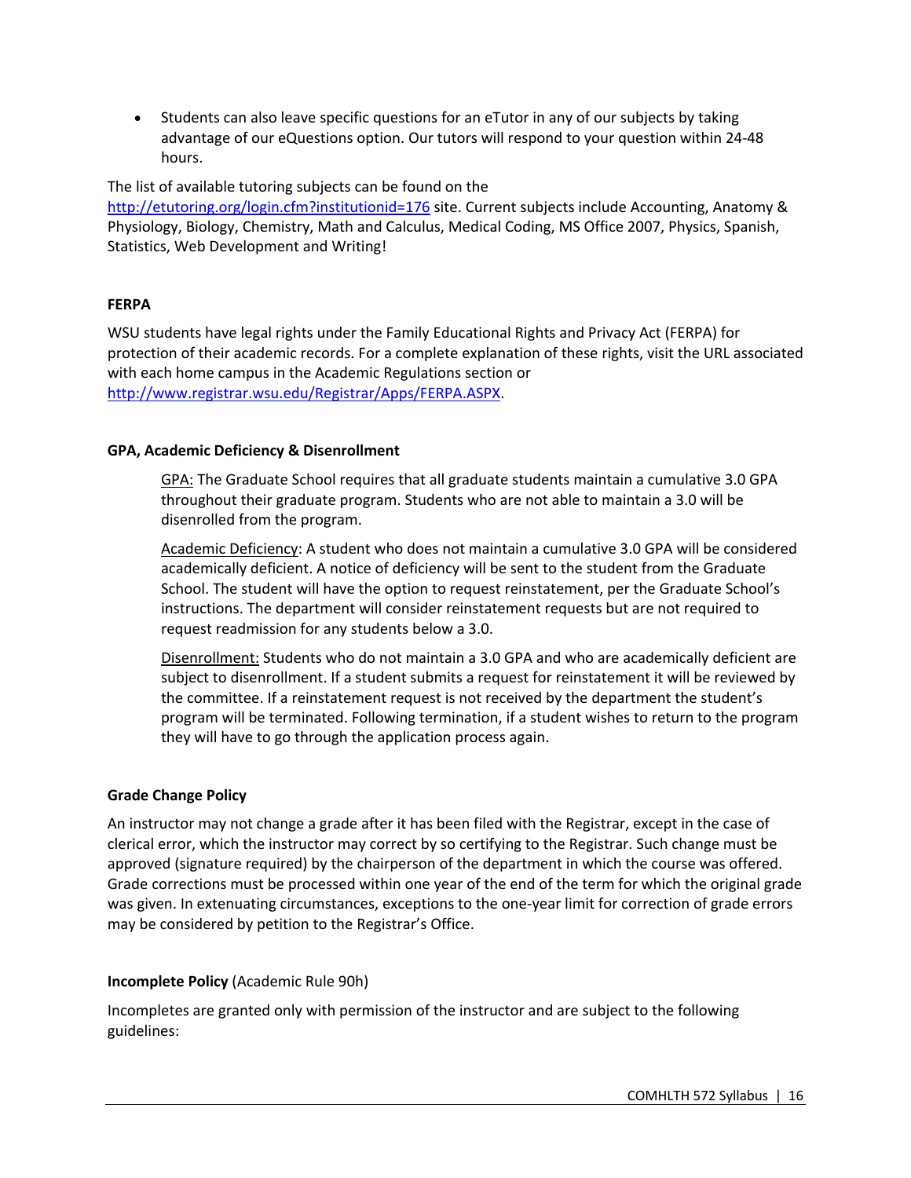- Students can also leave specific questions for an eTutor in any of our subjects by taking advantage of our eQuestions option. Our tutors will respond to your question within 24-48 hours.

The list of available tutoring subjects can be found on the http://etutoring.org/login.cfm?institutionid=176 site. Current subjects include Accounting, Anatomy & Physiology, Biology, Chemistry, Math and Calculus, Medical Coding, MS Office 2007, Physics, Spanish, Statistics, Web Development and Writing!

**FERPA**

WSU students have legal rights under the Family Educational Rights and Privacy Act (FERPA) for protection of their academic records. For a complete explanation of these rights, visit the URL associated with each home campus in the Academic Regulations section or http://www.registrar.wsu.edu/Registrar/Apps/FERPA.ASPX.

**GPA, Academic Deficiency & Disenrollment**

GPA: The Graduate School requires that all graduate students maintain a cumulative 3.0 GPA throughout their graduate program. Students who are not able to maintain a 3.0 will be disenrolled from the program.

Academic Deficiency: A student who does not maintain a cumulative 3.0 GPA will be considered academically deficient. A notice of deficiency will be sent to the student from the Graduate School. The student will have the option to request reinstatement, per the Graduate School's instructions. The department will consider reinstatement requests but are not required to request readmission for any students below a 3.0.

Disenrollment: Students who do not maintain a 3.0 GPA and who are academically deficient are subject to disenrollment. If a student submits a request for reinstatement it will be reviewed by the committee. If a reinstatement request is not received by the department the student's program will be terminated. Following termination, if a student wishes to return to the program they will have to go through the application process again.

**Grade Change Policy**

An instructor may not change a grade after it has been filed with the Registrar, except in the case of clerical error, which the instructor may correct by so certifying to the Registrar. Such change must be approved (signature required) by the chairperson of the department in which the course was offered. Grade corrections must be processed within one year of the end of the term for which the original grade was given. In extenuating circumstances, exceptions to the one-year limit for correction of grade errors may be considered by petition to the Registrar's Office.

**Incomplete Policy** (Academic Rule 90h)

Incompletes are granted only with permission of the instructor and are subject to the following guidelines: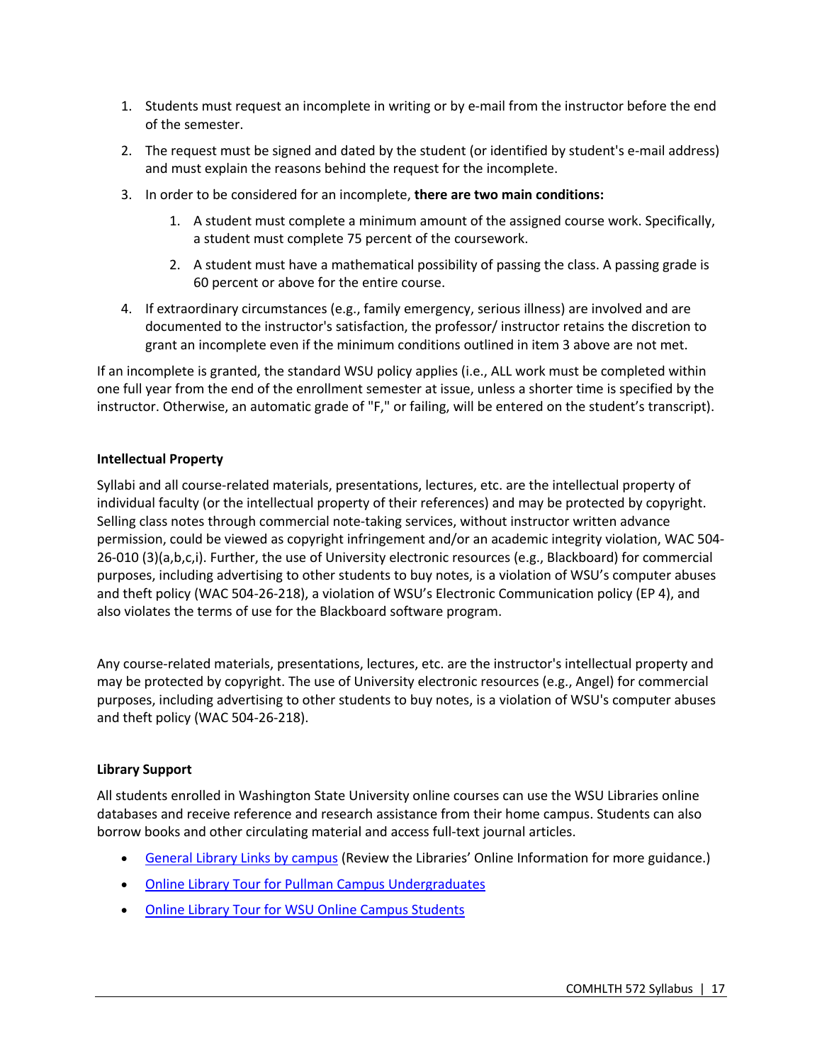1. Students must request an incomplete in writing or by e-mail from the instructor before the end of the semester.
2. The request must be signed and dated by the student (or identified by student's e-mail address) and must explain the reasons behind the request for the incomplete.
3. In order to be considered for an incomplete, **there are two main conditions:**
    1. A student must complete a minimum amount of the assigned course work. Specifically, a student must complete 75 percent of the coursework.
    2. A student must have a mathematical possibility of passing the class. A passing grade is 60 percent or above for the entire course.
4. If extraordinary circumstances (e.g., family emergency, serious illness) are involved and are documented to the instructor's satisfaction, the professor/ instructor retains the discretion to grant an incomplete even if the minimum conditions outlined in item 3 above are not met.

If an incomplete is granted, the standard WSU policy applies (i.e., ALL work must be completed within one full year from the end of the enrollment semester at issue, unless a shorter time is specified by the instructor. Otherwise, an automatic grade of "F," or failing, will be entered on the student's transcript).

### Intellectual Property

Syllabi and all course-related materials, presentations, lectures, etc. are the intellectual property of individual faculty (or the intellectual property of their references) and may be protected by copyright. Selling class notes through commercial note-taking services, without instructor written advance permission, could be viewed as copyright infringement and/or an academic integrity violation, WAC 504-26-010 (3)(a,b,c,i). Further, the use of University electronic resources (e.g., Blackboard) for commercial purposes, including advertising to other students to buy notes, is a violation of WSU's computer abuses and theft policy (WAC 504-26-218), a violation of WSU's Electronic Communication policy (EP 4), and also violates the terms of use for the Blackboard software program.

Any course-related materials, presentations, lectures, etc. are the instructor's intellectual property and may be protected by copyright. The use of University electronic resources (e.g., Angel) for commercial purposes, including advertising to other students to buy notes, is a violation of WSU's computer abuses and theft policy (WAC 504-26-218).

### Library Support

All students enrolled in Washington State University online courses can use the WSU Libraries online databases and receive reference and research assistance from their home campus. Students can also borrow books and other circulating material and access full-text journal articles.

- General Library Links by campus (Review the Libraries' Online Information for more guidance.)
- Online Library Tour for Pullman Campus Undergraduates
- Online Library Tour for WSU Online Campus Students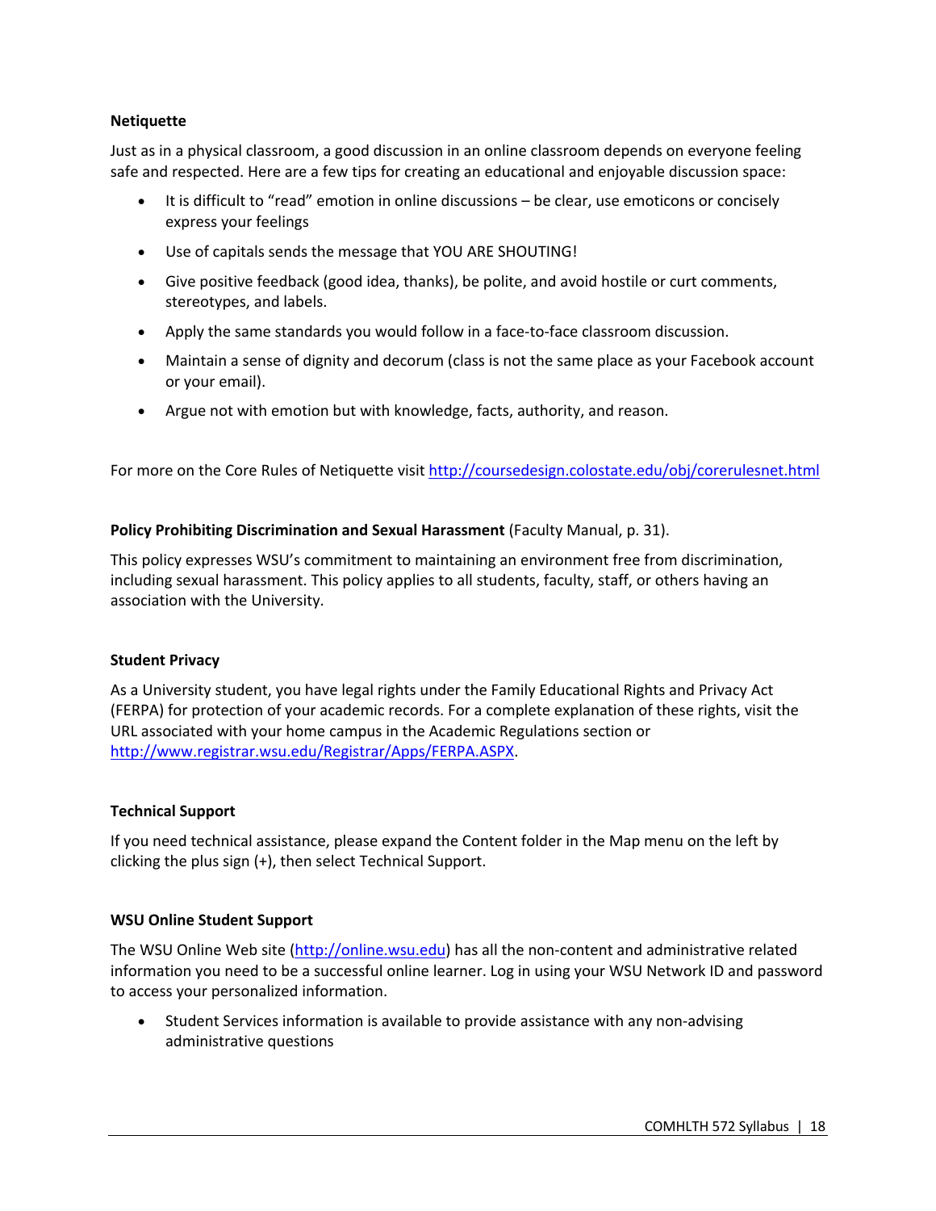**Netiquette**

Just as in a physical classroom, a good discussion in an online classroom depends on everyone feeling safe and respected. Here are a few tips for creating an educational and enjoyable discussion space:

- It is difficult to "read" emotion in online discussions – be clear, use emoticons or concisely express your feelings
- Use of capitals sends the message that YOU ARE SHOUTING!
- Give positive feedback (good idea, thanks), be polite, and avoid hostile or curt comments, stereotypes, and labels.
- Apply the same standards you would follow in a face-to-face classroom discussion.
- Maintain a sense of dignity and decorum (class is not the same place as your Facebook account or your email).
- Argue not with emotion but with knowledge, facts, authority, and reason.

For more on the Core Rules of Netiquette visit http://coursedesign.colostate.edu/obj/corerulesnet.html

**Policy Prohibiting Discrimination and Sexual Harassment** (Faculty Manual, p. 31).

This policy expresses WSU's commitment to maintaining an environment free from discrimination, including sexual harassment. This policy applies to all students, faculty, staff, or others having an association with the University.

**Student Privacy**

As a University student, you have legal rights under the Family Educational Rights and Privacy Act (FERPA) for protection of your academic records. For a complete explanation of these rights, visit the URL associated with your home campus in the Academic Regulations section or http://www.registrar.wsu.edu/Registrar/Apps/FERPA.ASPX.

**Technical Support**

If you need technical assistance, please expand the Content folder in the Map menu on the left by clicking the plus sign (+), then select Technical Support.

**WSU Online Student Support**

The WSU Online Web site (http://online.wsu.edu) has all the non-content and administrative related information you need to be a successful online learner. Log in using your WSU Network ID and password to access your personalized information.

- Student Services information is available to provide assistance with any non-advising administrative questions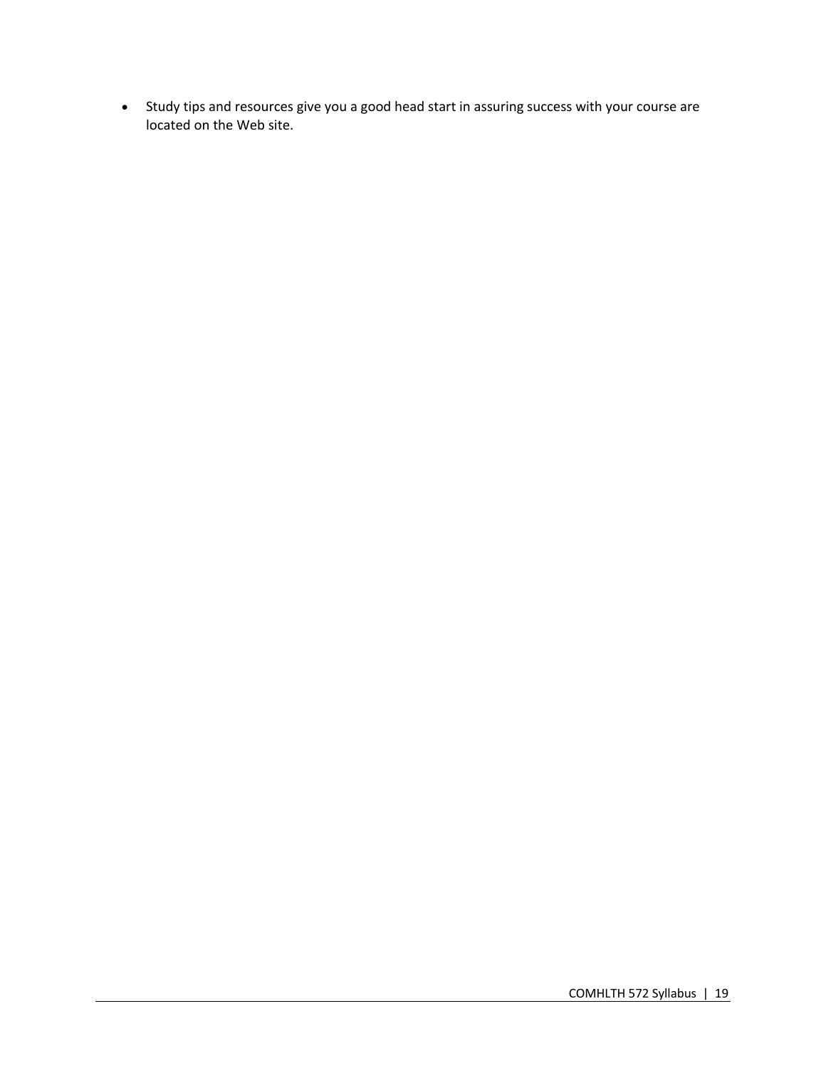- Study tips and resources give you a good head start in assuring success with your course are located on the Web site.